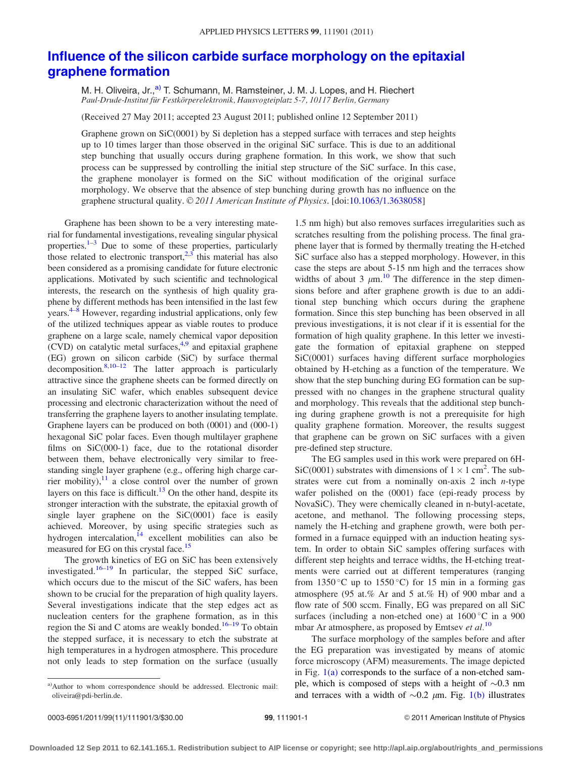# Influence of the silicon carbide surface morphology on the epitaxial graphene formation

M. H. Oliveira, Jr.,[a] T. Schumann, M. Ramsteiner, J. M. J. Lopes, and H. Riechert

*Paul-Drude-Institut für Festkörperelektronik, Hausvogteiplatz 5-7, 10117 Berlin, Germany*

(Received 27 May 2011; accepted 23 August 2011; published online 12 September 2011)

Graphene grown on SiC(0001) by Si depletion has a stepped surface with terraces and step heights up to 10 times larger than those observed in the original SiC surface. This is due to an additional step bunching that usually occurs during graphene formation. In this work, we show that such process can be suppressed by controlling the initial step structure of the SiC surface. In this case, the graphene monolayer is formed on the SiC without modification of the original surface morphology. We observe that the absence of step bunching during growth has no influence on the graphene structural quality. *© 2011 American Institute of Physics*. [doi:10.1063/1.3638058]

Graphene has been shown to be a very interesting material for fundamental investigations, revealing singular physical properties.[1–3] Due to some of these properties, particularly those related to electronic transport,[2,3] this material has also been considered as a promising candidate for future electronic applications. Motivated by such scientific and technological interests, the research on the synthesis of high quality graphene by different methods has been intensified in the last few years.[4–8] However, regarding industrial applications, only few of the utilized techniques appear as viable routes to produce graphene on a large scale, namely chemical vapor deposition (CVD) on catalytic metal surfaces,[4,9] and epitaxial graphene (EG) grown on silicon carbide (SiC) by surface thermal decomposition.[8,10–12] The latter approach is particularly attractive since the graphene sheets can be formed directly on an insulating SiC wafer, which enables subsequent device processing and electronic characterization without the need of transferring the graphene layers to another insulating template. Graphene layers can be produced on both (0001) and (000-1) hexagonal SiC polar faces. Even though multilayer graphene films on SiC(000-1) face, due to the rotational disorder between them, behave electronically very similar to free-standing single layer graphene (e.g., offering high charge carrier mobility),[11] a close control over the number of grown layers on this face is difficult.[13] On the other hand, despite its stronger interaction with the substrate, the epitaxial growth of single layer graphene on the SiC(0001) face is easily achieved. Moreover, by using specific strategies such as hydrogen intercalation,[14] excellent mobilities can also be measured for EG on this crystal face.[15]

The growth kinetics of EG on SiC has been extensively investigated.[16–19] In particular, the stepped SiC surface, which occurs due to the miscut of the SiC wafers, has been shown to be crucial for the preparation of high quality layers. Several investigations indicate that the step edges act as nucleation centers for the graphene formation, as in this region the Si and C atoms are weakly bonded.[16–19] To obtain the stepped surface, it is necessary to etch the substrate at high temperatures in a hydrogen atmosphere. This procedure not only leads to step formation on the surface (usually 1.5 nm high) but also removes surfaces irregularities such as scratches resulting from the polishing process. The final graphene layer that is formed by thermally treating the H-etched SiC surface also has a stepped morphology. However, in this case the steps are about 5-15 nm high and the terraces show widths of about 3 $\mu$m.[10] The difference in the step dimensions before and after graphene growth is due to an additional step bunching which occurs during the graphene formation. Since this step bunching has been observed in all previous investigations, it is not clear if it is essential for the formation of high quality graphene. In this letter we investigate the formation of epitaxial graphene on stepped SiC(0001) surfaces having different surface morphologies obtained by H-etching as a function of the temperature. We show that the step bunching during EG formation can be suppressed with no changes in the graphene structural quality and morphology. This reveals that the additional step bunching during graphene growth is not a prerequisite for high quality graphene formation. Moreover, the results suggest that graphene can be grown on SiC surfaces with a given pre-defined step structure.

The EG samples used in this work were prepared on 6H-SiC(0001) substrates with dimensions of $1 \times 1$ cm$^2$. The substrates were cut from a nominally on-axis 2 inch *n*-type wafer polished on the (0001) face (epi-ready process by NovaSiC). They were chemically cleaned in n-butyl-acetate, acetone, and methanol. The following processing steps, namely the H-etching and graphene growth, were both performed in a furnace equipped with an induction heating system. In order to obtain SiC samples offering surfaces with different step heights and terrace widths, the H-etching treatments were carried out at different temperatures (ranging from 1350 °C up to 1550 °C) for 15 min in a forming gas atmosphere (95 at.% Ar and 5 at.% H) of 900 mbar and a flow rate of 500 sccm. Finally, EG was prepared on all SiC surfaces (including a non-etched one) at 1600 °C in a 900 mbar Ar atmosphere, as proposed by Emtsev *et al.*[10]

The surface morphology of the samples before and after the EG preparation was investigated by means of atomic force microscopy (AFM) measurements. The image depicted in Fig. 1(a) corresponds to the surface of a non-etched sample, which is composed of steps with a height of ~0.3 nm and terraces with a width of ~0.2 $\mu$m. Fig. 1(b) illustrates

[a]Author to whom correspondence should be addressed. Electronic mail: oliveira@pdi-berlin.de.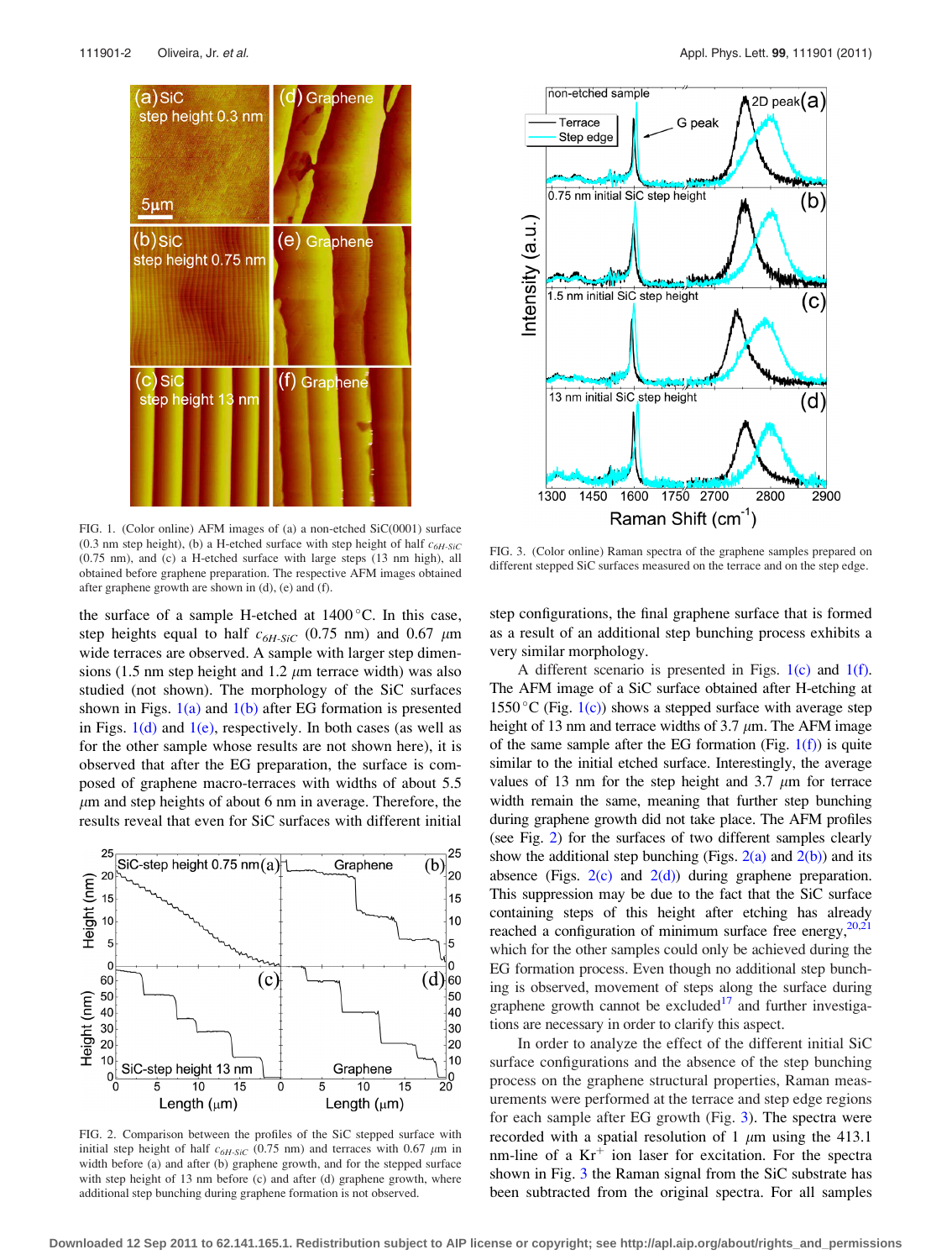FIG. 1. (Color online) AFM images of (a) a non-etched SiC(0001) surface (0.3 nm step height), (b) a H-etched surface with step height of half $c_{6H\text{-}SiC}$ (0.75 nm), and (c) a H-etched surface with large steps (13 nm high), all obtained before graphene preparation. The respective AFM images obtained after graphene growth are shown in (d), (e) and (f).

the surface of a sample H-etched at 1400 °C. In this case, step heights equal to half $c_{6H\text{-}SiC}$ (0.75 nm) and 0.67 $\mu$m wide terraces are observed. A sample with larger step dimensions (1.5 nm step height and 1.2 $\mu$m terrace width) was also studied (not shown). The morphology of the SiC surfaces shown in Figs. 1(a) and 1(b) after EG formation is presented in Figs. 1(d) and 1(e), respectively. In both cases (as well as for the other sample whose results are not shown here), it is observed that after the EG preparation, the surface is composed of graphene macro-terraces with widths of about 5.5 $\mu$m and step heights of about 6 nm in average. Therefore, the results reveal that even for SiC surfaces with different initial step configurations, the final graphene surface that is formed as a result of an additional step bunching process exhibits a very similar morphology.

FIG. 2. Comparison between the profiles of the SiC stepped surface with initial step height of half $c_{6H\text{-}SiC}$ (0.75 nm) and terraces with 0.67 $\mu$m in width before (a) and after (b) graphene growth, and for the stepped surface with step height of 13 nm before (c) and after (d) graphene growth, where additional step bunching during graphene formation is not observed.

A different scenario is presented in Figs. 1(c) and 1(f). The AFM image of a SiC surface obtained after H-etching at 1550 °C (Fig. 1(c)) shows a stepped surface with average step height of 13 nm and terrace widths of 3.7 $\mu$m. The AFM image of the same sample after the EG formation (Fig. 1(f)) is quite similar to the initial etched surface. Interestingly, the average values of 13 nm for the step height and 3.7 $\mu$m for terrace width remain the same, meaning that further step bunching during graphene growth did not take place. The AFM profiles (see Fig. 2) for the surfaces of two different samples clearly show the additional step bunching (Figs. 2(a) and 2(b)) and its absence (Figs. 2(c) and 2(d)) during graphene preparation. This suppression may be due to the fact that the SiC surface containing steps of this height after etching has already reached a configuration of minimum surface free energy,[20,21] which for the other samples could only be achieved during the EG formation process. Even though no additional step bunching is observed, movement of steps along the surface during graphene growth cannot be excluded[17] and further investigations are necessary in order to clarify this aspect.

In order to analyze the effect of the different initial SiC surface configurations and the absence of the step bunching process on the graphene structural properties, Raman measurements were performed at the terrace and step edge regions for each sample after EG growth (Fig. 3). The spectra were recorded with a spatial resolution of 1 $\mu$m using the 413.1 nm-line of a $Kr^+$ ion laser for excitation. For the spectra shown in Fig. 3 the Raman signal from the SiC substrate has been subtracted from the original spectra. For all samples

FIG. 3. (Color online) Raman spectra of the graphene samples prepared on different stepped SiC surfaces measured on the terrace and on the step edge.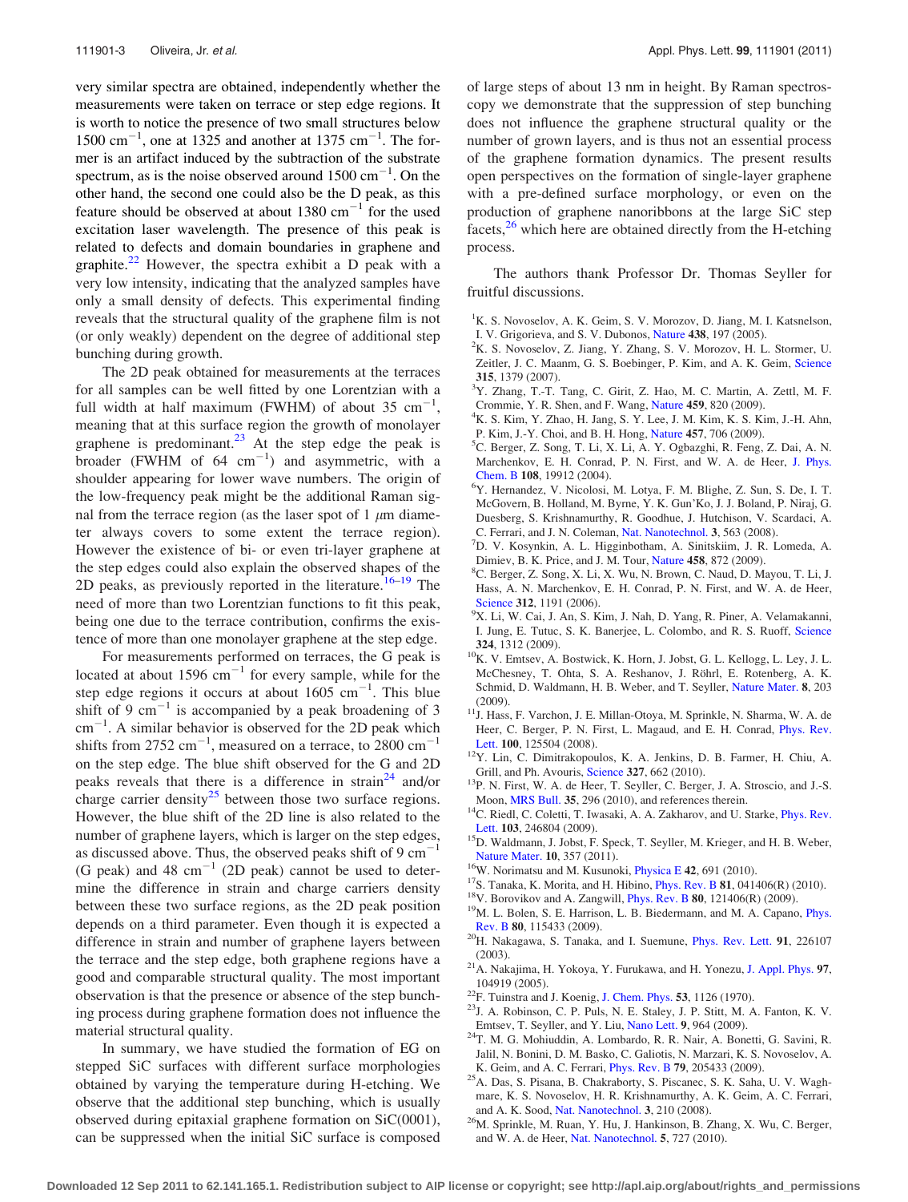very similar spectra are obtained, independently whether the measurements were taken on terrace or step edge regions. It is worth to notice the presence of two small structures below 1500 $cm^{-1}$, one at 1325 and another at 1375 $cm^{-1}$. The former is an artifact induced by the subtraction of the substrate spectrum, as is the noise observed around 1500 $cm^{-1}$. On the other hand, the second one could also be the D peak, as this feature should be observed at about 1380 $cm^{-1}$ for the used excitation laser wavelength. The presence of this peak is related to defects and domain boundaries in graphene and graphite.[22] However, the spectra exhibit a D peak with a very low intensity, indicating that the analyzed samples have only a small density of defects. This experimental finding reveals that the structural quality of the graphene film is not (or only weakly) dependent on the degree of additional step bunching during growth.

The 2D peak obtained for measurements at the terraces for all samples can be well fitted by one Lorentzian with a full width at half maximum (FWHM) of about 35 $cm^{-1}$, meaning that at this surface region the growth of monolayer graphene is predominant.[23] At the step edge the peak is broader (FWHM of 64 $cm^{-1}$) and asymmetric, with a shoulder appearing for lower wave numbers. The origin of the low-frequency peak might be the additional Raman signal from the terrace region (as the laser spot of 1 $\mu$m diameter always covers to some extent the terrace region). However the existence of bi- or even tri-layer graphene at the step edges could also explain the observed shapes of the 2D peaks, as previously reported in the literature.[16–19] The need of more than two Lorentzian functions to fit this peak, being one due to the terrace contribution, confirms the existence of more than one monolayer graphene at the step edge.

For measurements performed on terraces, the G peak is located at about 1596 $cm^{-1}$ for every sample, while for the step edge regions it occurs at about 1605 $cm^{-1}$. This blue shift of 9 $cm^{-1}$ is accompanied by a peak broadening of 3 $cm^{-1}$. A similar behavior is observed for the 2D peak which shifts from 2752 $cm^{-1}$, measured on a terrace, to 2800 $cm^{-1}$ on the step edge. The blue shift observed for the G and 2D peaks reveals that there is a difference in strain[24] and/or charge carrier density[25] between those two surface regions. However, the blue shift of the 2D line is also related to the number of graphene layers, which is larger on the step edges, as discussed above. Thus, the observed peaks shift of 9 $cm^{-1}$ (G peak) and 48 $cm^{-1}$ (2D peak) cannot be used to determine the difference in strain and charge carriers density between these two surface regions, as the 2D peak position depends on a third parameter. Even though it is expected a difference in strain and number of graphene layers between the terrace and the step edge, both graphene regions have a good and comparable structural quality. The most important observation is that the presence or absence of the step bunching process during graphene formation does not influence the material structural quality.

In summary, we have studied the formation of EG on stepped SiC surfaces with different surface morphologies obtained by varying the temperature during H-etching. We observe that the additional step bunching, which is usually observed during epitaxial graphene formation on SiC(0001), can be suppressed when the initial SiC surface is composed of large steps of about 13 nm in height. By Raman spectroscopy we demonstrate that the suppression of step bunching does not influence the graphene structural quality or the number of grown layers, and is thus not an essential process of the graphene formation dynamics. The present results open perspectives on the formation of single-layer graphene with a pre-defined surface morphology, or even on the production of graphene nanoribbons at the large SiC step facets,[26] which here are obtained directly from the H-etching process.

The authors thank Professor Dr. Thomas Seyller for fruitful discussions.

[1] K. S. Novoselov, A. K. Geim, S. V. Morozov, D. Jiang, M. I. Katsnelson, I. V. Grigorieva, and S. V. Dubonos, Nature **438**, 197 (2005).
[2] K. S. Novoselov, Z. Jiang, Y. Zhang, S. V. Morozov, H. L. Stormer, U. Zeitler, J. C. Maanm, G. S. Boebinger, P. Kim, and A. K. Geim, Science **315**, 1379 (2007).
[3] Y. Zhang, T.-T. Tang, C. Girit, Z. Hao, M. C. Martin, A. Zettl, M. F. Crommie, Y. R. Shen, and F. Wang, Nature **459**, 820 (2009).
[4] K. S. Kim, Y. Zhao, H. Jang, S. Y. Lee, J. M. Kim, K. S. Kim, J.-H. Ahn, P. Kim, J.-Y. Choi, and B. H. Hong, Nature **457**, 706 (2009).
[5] C. Berger, Z. Song, T. Li, X. Li, A. Y. Ogbazghi, R. Feng, Z. Dai, A. N. Marchenkov, E. H. Conrad, P. N. First, and W. A. de Heer, J. Phys. Chem. B **108**, 19912 (2004).
[6] Y. Hernandez, V. Nicolosi, M. Lotya, F. M. Blighe, Z. Sun, S. De, I. T. McGovern, B. Holland, M. Byrne, Y. K. Gun'Ko, J. J. Boland, P. Niraj, G. Duesberg, S. Krishnamurthy, R. Goodhue, J. Hutchison, V. Scardaci, A. C. Ferrari, and J. N. Coleman, Nat. Nanotechnol. **3**, 563 (2008).
[7] D. V. Kosynkin, A. L. Higginbotham, A. Sinitskiim, J. R. Lomeda, A. Dimiev, B. K. Price, and J. M. Tour, Nature **458**, 872 (2009).
[8] C. Berger, Z. Song, X. Li, X. Wu, N. Brown, C. Naud, D. Mayou, T. Li, J. Hass, A. N. Marchenkov, E. H. Conrad, P. N. First, and W. A. de Heer, Science **312**, 1191 (2006).
[9] X. Li, W. Cai, J. An, S. Kim, J. Nah, D. Yang, R. Piner, A. Velamakanni, I. Jung, E. Tutuc, S. K. Banerjee, L. Colombo, and R. S. Ruoff, Science **324**, 1312 (2009).
[10] K. V. Emtsev, A. Bostwick, K. Horn, J. Jobst, G. L. Kellogg, L. Ley, J. L. McChesney, T. Ohta, S. A. Reshanov, J. Röhrl, E. Rotenberg, A. K. Schmid, D. Waldmann, H. B. Weber, and T. Seyller, Nature Mater. **8**, 203 (2009).
[11] J. Hass, F. Varchon, J. E. Millan-Otoya, M. Sprinkle, N. Sharma, W. A. de Heer, C. Berger, P. N. First, L. Magaud, and E. H. Conrad, Phys. Rev. Lett. **100**, 125504 (2008).
[12] Y. Lin, C. Dimitrakopoulos, K. A. Jenkins, D. B. Farmer, H. Chiu, A. Grill, and Ph. Avouris, Science **327**, 662 (2010).
[13] P. N. First, W. A. de Heer, T. Seyller, C. Berger, J. A. Stroscio, and J.-S. Moon, MRS Bull. **35**, 296 (2010), and references therein.
[14] C. Riedl, C. Coletti, T. Iwasaki, A. A. Zakharov, and U. Starke, Phys. Rev. Lett. **103**, 246804 (2009).
[15] D. Waldmann, J. Jobst, F. Speck, T. Seyller, M. Krieger, and H. B. Weber, Nature Mater. **10**, 357 (2011).
[16] W. Norimatsu and M. Kusunoki, Physica E **42**, 691 (2010).
[17] S. Tanaka, K. Morita, and H. Hibino, Phys. Rev. B **81**, 041406(R) (2010).
[18] V. Borovikov and A. Zangwill, Phys. Rev. B **80**, 121406(R) (2009).
[19] M. L. Bolen, S. E. Harrison, L. B. Biedermann, and M. A. Capano, Phys. Rev. B **80**, 115433 (2009).
[20] H. Nakagawa, S. Tanaka, and I. Suemune, Phys. Rev. Lett. **91**, 226107 (2003).
[21] A. Nakajima, H. Yokoya, Y. Furukawa, and H. Yonezu, J. Appl. Phys. **97**, 104919 (2005).
[22] F. Tuinstra and J. Koenig, J. Chem. Phys. **53**, 1126 (1970).
[23] J. A. Robinson, C. P. Puls, N. E. Staley, J. P. Stitt, M. A. Fanton, K. V. Emtsev, T. Seyller, and Y. Liu, Nano Lett. **9**, 964 (2009).
[24] T. M. G. Mohiuddin, A. Lombardo, R. R. Nair, A. Bonetti, G. Savini, R. Jalil, N. Bonini, D. M. Basko, C. Galiotis, N. Marzari, K. S. Novoselov, A. K. Geim, and A. C. Ferrari, Phys. Rev. B **79**, 205433 (2009).
[25] A. Das, S. Pisana, B. Chakraborty, S. Piscanec, S. K. Saha, U. V. Waghmare, K. S. Novoselov, H. R. Krishnamurthy, A. K. Geim, A. C. Ferrari, and A. K. Sood, Nat. Nanotechnol. **3**, 210 (2008).
[26] M. Sprinkle, M. Ruan, Y. Hu, J. Hankinson, B. Zhang, X. Wu, C. Berger, and W. A. de Heer, Nat. Nanotechnol. **5**, 727 (2010).